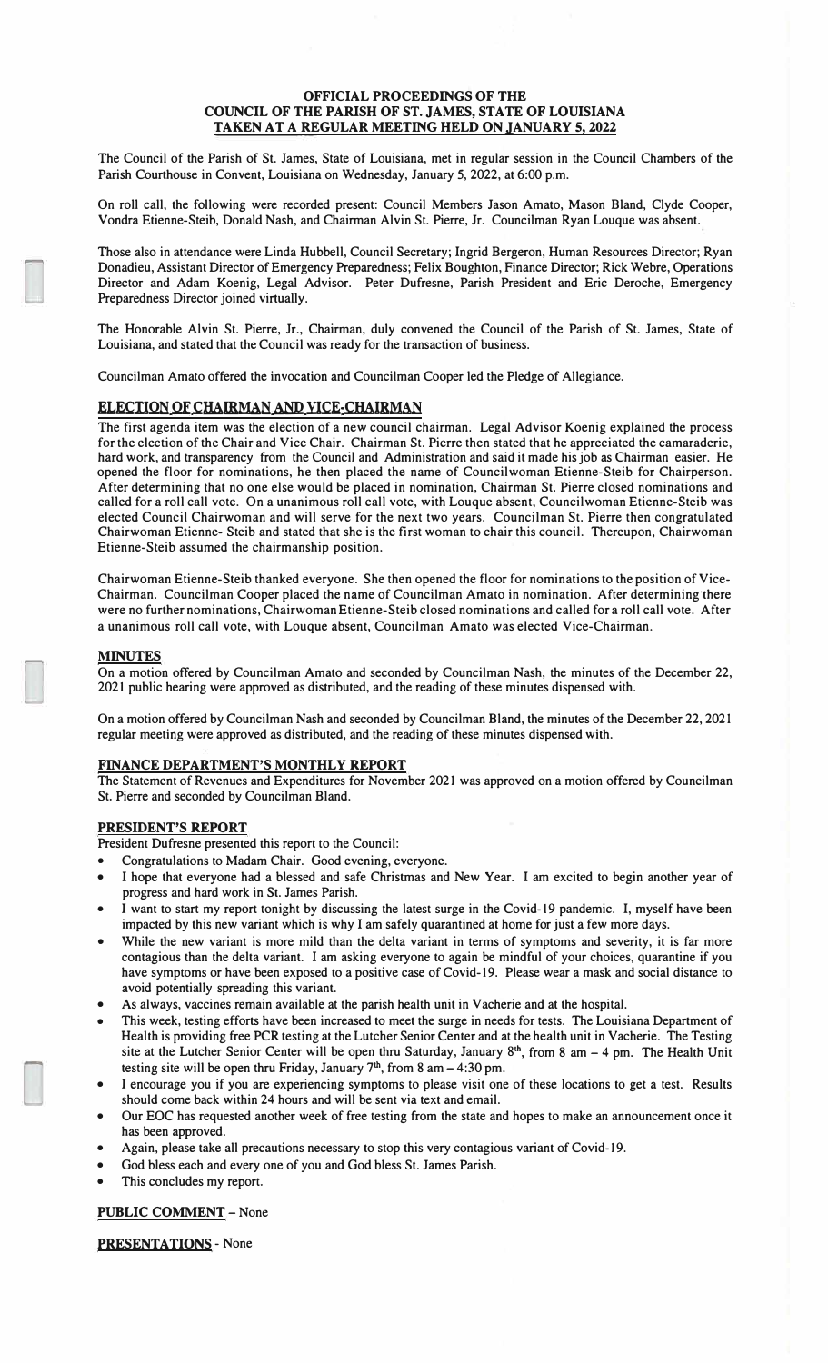# OFFICIAL PROCEEDINGS OF THE COUNCIL OF THE PARISH OF ST. JAMES, STATE OF LOUISIANA TAKEN AT A REGULAR MEETING HELD ON JANUARY 5, 2022

The Council of the Parish of St. James, State of Louisiana, met in regular session in the Council Chambers of the Parish Courthouse in Convent, Louisiana on Wednesday, January 5, 2022, at 6:00 p.m.

On roll call, the following were recorded present: Council Members Jason Amato, Mason Bland, Clyde Cooper, Vondra Etienne-Steib, Donald Nash, and Chairman Alvin St. Pierre, Jr. Councilman Ryan Louque was absent.

Those also in attendance were Linda Hubbell, Council Secretary; Ingrid Bergeron, Human Resources Director; Ryan Donadieu, Assistant Director of Emergency Preparedness; Felix Boughton, Finance Director; Rick Webre, Operations Director and Adam Koenig, Legal Advisor. Peter Dufresne, Parish President and Eric Deroche, Emergency Preparedness Director joined virtually.

The Honorable Alvin St. Pierre, Jr., Chairman, duly convened the Council of the Parish of St. James, State of Louisiana, and stated that the Council was ready for the transaction of business.

Councilman Amato offered the invocation and Councilman Cooper led the Pledge of Allegiance.

## ELECTION OF CHAIRMAN AND VICE-CHAIRMAN

The first agenda item was the election of a new council chairman. Legal Advisor Koenig explained the process for the election of the Chair and Vice Chair. Chairman St. Pierre then stated that he appreciated the camaraderie, hard work, and transparency from the Council and Administration and said it made his job as Chairman easier. He opened the floor for nominations, he then placed the name of Councilwoman Etienne-Steib for Chairperson. After determining that no one else would be placed in nomination, Chairman St. Pierre closed nominations and called for a roll call vote. On a unanimous roll call vote, with Louque absent, Councilwoman Etienne-Steib was elected Council Chairwoman and will serve for the next two years. Councilman St. Pierre then congratulated Chairwoman Etienne- Steib and stated that she is the first woman to chair this council. Thereupon, Chairwoman Etienne-Steib assumed the chairmanship position.

Chairwoman Etienne-Steib thanked everyone. She then opened the floor for nominations to the position of Vice-Chairman. Councilman Cooper placed the name of Councilman Amato in nomination. After determining there were no further nominations, Chairwoman Etienne-Steib closed nominations and called for a roll call vote. After a unanimous roll call vote, with Louque absent, Councilman Amato was elected Vice-Chairman.

## MINUTES

On a motion offered by Councilman Amato and seconded by Councilman Nash, the minutes of the December 22, 2021 public hearing were approved as distributed, and the reading of these minutes dispensed with.

On a motion offered by Councilman Nash and seconded by Councilman Bland, the minutes of the December 22, 2021 regular meeting were approved as distributed, and the reading of these minutes dispensed with.

## FINANCE DEPARTMENT'S MONTHLY REPORT

The Statement of Revenues and Expenditures for November 2021 was approved on a motion offered by Councilman St. Pierre and seconded by Councilman Bland.

## PRESIDENT'S REPORT

President Dufresne presented this report to the Council:

- Congratulations to Madam Chair. Good evening, everyone.
- I hope that everyone had a blessed and safe Christmas and New Year. I am excited to begin another year of progress and hard work in St. James Parish.
- I want to start my report tonight by discussing the latest surge in the Covid-19 pandemic. I, myself have been impacted by this new variant which is why I am safely quarantined at home for just a few more days.
- While the new variant is more mild than the delta variant in terms of symptoms and severity, it is far more contagious than the delta variant. I am asking everyone to again be mindful of your choices, quarantine if you have symptoms or have been exposed to a positive case of Covid-19. Please wear a mask and social distance to avoid potentially spreading this variant.
- As always, vaccines remain available at the parish health unit in Vacherie and at the hospital.
- This week, testing efforts have been increased to meet the surge in needs for tests. The Louisiana Department of Health is providing free PCR testing at the Lutcher Senior Center and at the health unit in Vacherie. The Testing site at the Lutcher Senior Center will be open thru Saturday, January 8th, from 8 am – 4 pm. The Health Unit testing site will be open thru Friday, January 7th, from 8 am – 4:30 pm.
- I encourage you if you are experiencing symptoms to please visit one of these locations to get a test. Results should come back within 24 hours and will be sent via text and email.
- Our EOC has requested another week of free testing from the state and hopes to make an announcement once it has been approved.
- Again, please take all precautions necessary to stop this very contagious variant of Covid-19.
- God bless each and every one of you and God bless St. James Parish.
- This concludes my report.

**PUBLIC COMMENT** – None

**PRESENTATIONS** - None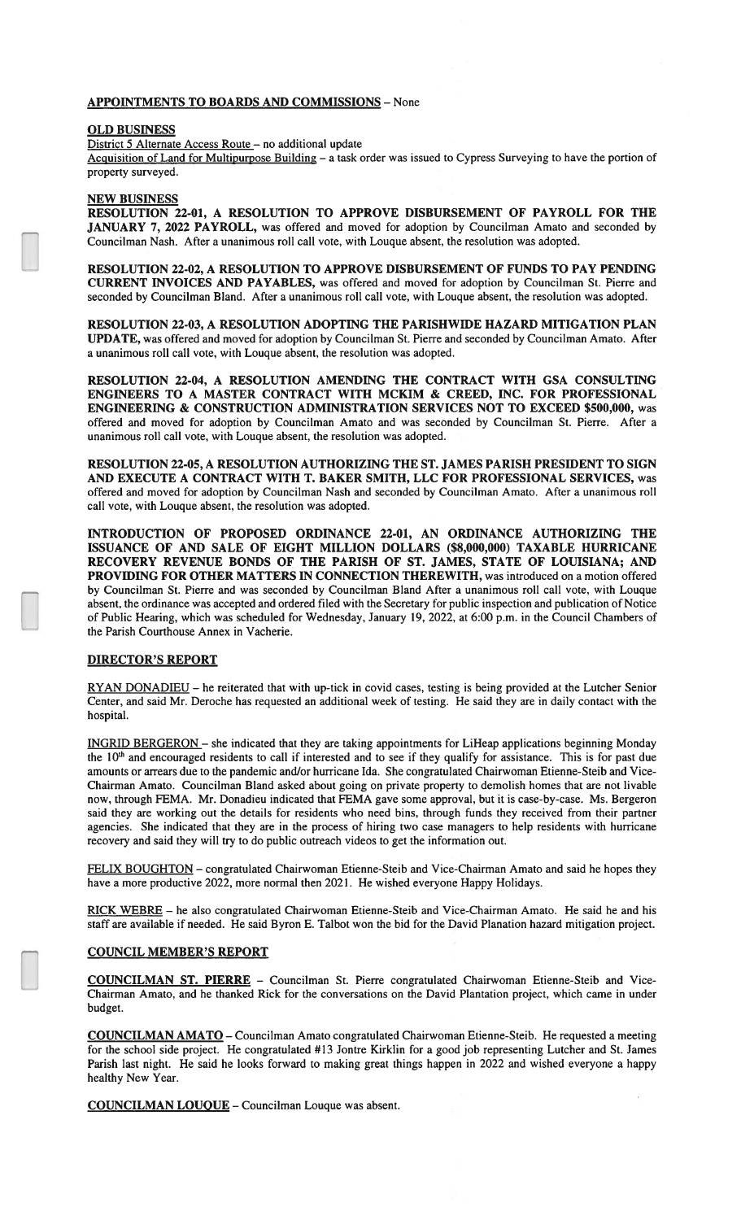**APPOINTMENTS TO BOARDS AND COMMISSIONS** – None

**OLD BUSINESS**

District 5 Alternate Access Route – no additional update

Acquisition of Land for Multipurpose Building – a task order was issued to Cypress Surveying to have the portion of property surveyed.

**NEW BUSINESS**

**RESOLUTION 22-01, A RESOLUTION TO APPROVE DISBURSEMENT OF PAYROLL FOR THE JANUARY 7, 2022 PAYROLL,** was offered and moved for adoption by Councilman Amato and seconded by Councilman Nash. After a unanimous roll call vote, with Louque absent, the resolution was adopted.

**RESOLUTION 22-02, A RESOLUTION TO APPROVE DISBURSEMENT OF FUNDS TO PAY PENDING CURRENT INVOICES AND PAYABLES,** was offered and moved for adoption by Councilman St. Pierre and seconded by Councilman Bland. After a unanimous roll call vote, with Louque absent, the resolution was adopted.

**RESOLUTION 22-03, A RESOLUTION ADOPTING THE PARISHWIDE HAZARD MITIGATION PLAN UPDATE,** was offered and moved for adoption by Councilman St. Pierre and seconded by Councilman Amato. After a unanimous roll call vote, with Louque absent, the resolution was adopted.

**RESOLUTION 22-04, A RESOLUTION AMENDING THE CONTRACT WITH GSA CONSULTING ENGINEERS TO A MASTER CONTRACT WITH MCKIM & CREED, INC. FOR PROFESSIONAL ENGINEERING & CONSTRUCTION ADMINISTRATION SERVICES NOT TO EXCEED $500,000,** was offered and moved for adoption by Councilman Amato and was seconded by Councilman St. Pierre. After a unanimous roll call vote, with Louque absent, the resolution was adopted.

**RESOLUTION 22-05, A RESOLUTION AUTHORIZING THE ST. JAMES PARISH PRESIDENT TO SIGN AND EXECUTE A CONTRACT WITH T. BAKER SMITH, LLC FOR PROFESSIONAL SERVICES,** was offered and moved for adoption by Councilman Nash and seconded by Councilman Amato. After a unanimous roll call vote, with Louque absent, the resolution was adopted.

**INTRODUCTION OF PROPOSED ORDINANCE 22-01, AN ORDINANCE AUTHORIZING THE ISSUANCE OF AND SALE OF EIGHT MILLION DOLLARS ($8,000,000) TAXABLE HURRICANE RECOVERY REVENUE BONDS OF THE PARISH OF ST. JAMES, STATE OF LOUISIANA; AND PROVIDING FOR OTHER MATTERS IN CONNECTION THEREWITH,** was introduced on a motion offered by Councilman St. Pierre and was seconded by Councilman Bland After a unanimous roll call vote, with Louque absent, the ordinance was accepted and ordered filed with the Secretary for public inspection and publication of Notice of Public Hearing, which was scheduled for Wednesday, January 19, 2022, at 6:00 p.m. in the Council Chambers of the Parish Courthouse Annex in Vacherie.

**DIRECTOR'S REPORT**

RYAN DONADIEU – he reiterated that with up-tick in covid cases, testing is being provided at the Lutcher Senior Center, and said Mr. Deroche has requested an additional week of testing. He said they are in daily contact with the hospital.

INGRID BERGERON – she indicated that they are taking appointments for LiHeap applications beginning Monday the 10th and encouraged residents to call if interested and to see if they qualify for assistance. This is for past due amounts or arrears due to the pandemic and/or hurricane Ida. She congratulated Chairwoman Etienne-Steib and Vice-Chairman Amato. Councilman Bland asked about going on private property to demolish homes that are not livable now, through FEMA. Mr. Donadieu indicated that FEMA gave some approval, but it is case-by-case. Ms. Bergeron said they are working out the details for residents who need bins, through funds they received from their partner agencies. She indicated that they are in the process of hiring two case managers to help residents with hurricane recovery and said they will try to do public outreach videos to get the information out.

FELIX BOUGHTON – congratulated Chairwoman Etienne-Steib and Vice-Chairman Amato and said he hopes they have a more productive 2022, more normal then 2021. He wished everyone Happy Holidays.

RICK WEBRE – he also congratulated Chairwoman Etienne-Steib and Vice-Chairman Amato. He said he and his staff are available if needed. He said Byron E. Talbot won the bid for the David Planation hazard mitigation project.

**COUNCIL MEMBER'S REPORT**

**COUNCILMAN ST. PIERRE** – Councilman St. Pierre congratulated Chairwoman Etienne-Steib and Vice-Chairman Amato, and he thanked Rick for the conversations on the David Plantation project, which came in under budget.

**COUNCILMAN AMATO** – Councilman Amato congratulated Chairwoman Etienne-Steib. He requested a meeting for the school side project. He congratulated #13 Jontre Kirklin for a good job representing Lutcher and St. James Parish last night. He said he looks forward to making great things happen in 2022 and wished everyone a happy healthy New Year.

**COUNCILMAN LOUQUE** – Councilman Louque was absent.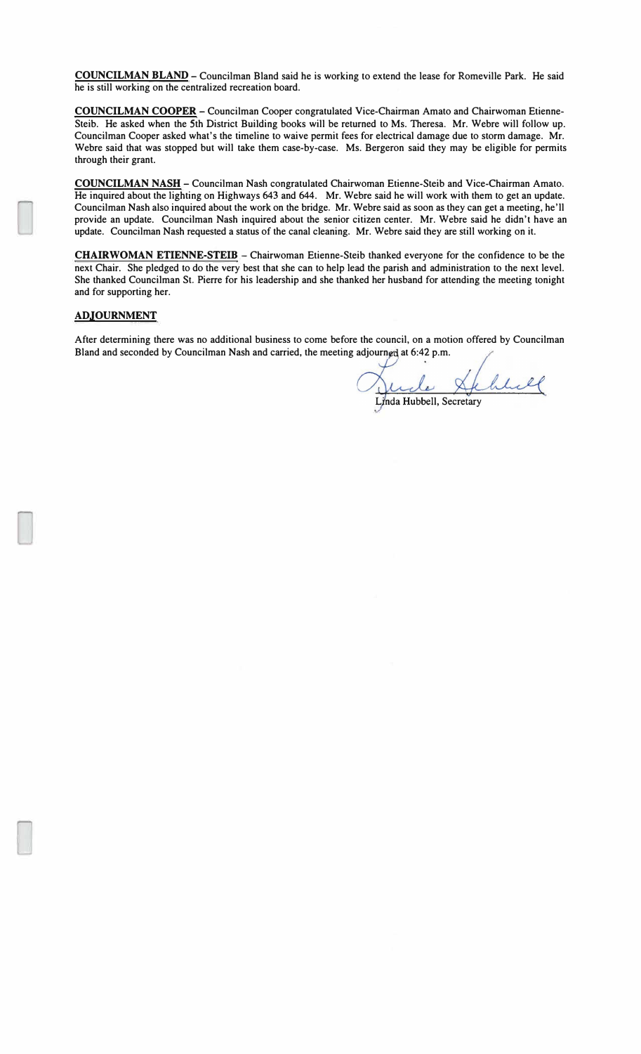**COUNCILMAN BLAND** – Councilman Bland said he is working to extend the lease for Romeville Park. He said he is still working on the centralized recreation board.

**COUNCILMAN COOPER** – Councilman Cooper congratulated Vice-Chairman Amato and Chairwoman Etienne-Steib. He asked when the 5th District Building books will be returned to Ms. Theresa. Mr. Webre will follow up. Councilman Cooper asked what's the timeline to waive permit fees for electrical damage due to storm damage. Mr. Webre said that was stopped but will take them case-by-case. Ms. Bergeron said they may be eligible for permits through their grant.

**COUNCILMAN NASH** – Councilman Nash congratulated Chairwoman Etienne-Steib and Vice-Chairman Amato. He inquired about the lighting on Highways 643 and 644. Mr. Webre said he will work with them to get an update. Councilman Nash also inquired about the work on the bridge. Mr. Webre said as soon as they can get a meeting, he'll provide an update. Councilman Nash inquired about the senior citizen center. Mr. Webre said he didn't have an update. Councilman Nash requested a status of the canal cleaning. Mr. Webre said they are still working on it.

**CHAIRWOMAN ETIENNE-STEIB** – Chairwoman Etienne-Steib thanked everyone for the confidence to be the next Chair. She pledged to do the very best that she can to help lead the parish and administration to the next level. She thanked Councilman St. Pierre for his leadership and she thanked her husband for attending the meeting tonight and for supporting her.

**ADJOURNMENT**

After determining there was no additional business to come before the council, on a motion offered by Councilman Bland and seconded by Councilman Nash and carried, the meeting adjourned at 6:42 p.m.

Linda Hubbell, Secretary